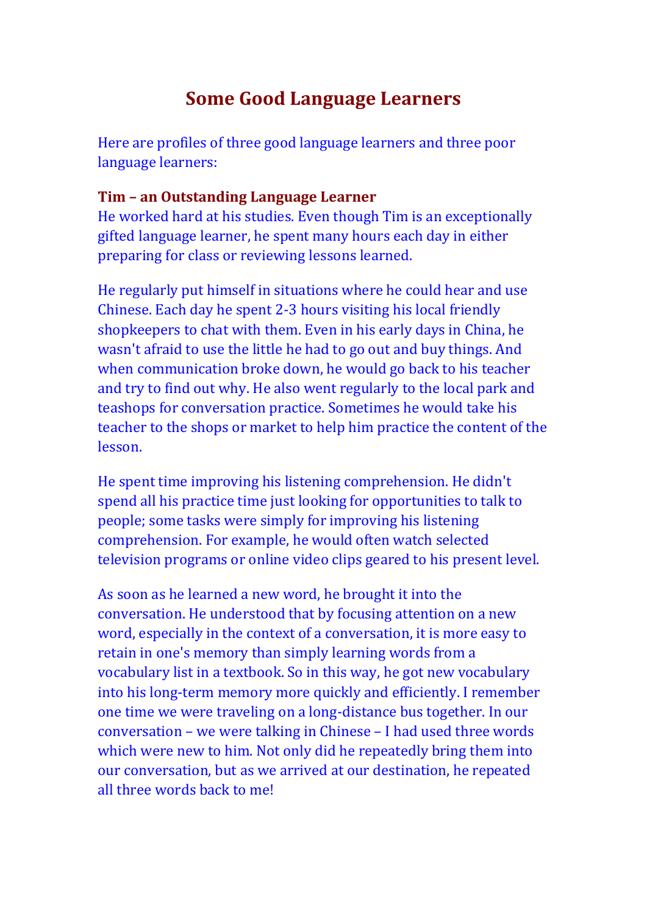# Some Good Language Learners

Here are profiles of three good language learners and three poor language learners:

### Tim – an Outstanding Language Learner

He worked hard at his studies. Even though Tim is an exceptionally gifted language learner, he spent many hours each day in either preparing for class or reviewing lessons learned.

He regularly put himself in situations where he could hear and use Chinese. Each day he spent 2-3 hours visiting his local friendly shopkeepers to chat with them. Even in his early days in China, he wasn't afraid to use the little he had to go out and buy things. And when communication broke down, he would go back to his teacher and try to find out why. He also went regularly to the local park and teashops for conversation practice. Sometimes he would take his teacher to the shops or market to help him practice the content of the lesson.

He spent time improving his listening comprehension. He didn't spend all his practice time just looking for opportunities to talk to people; some tasks were simply for improving his listening comprehension. For example, he would often watch selected television programs or online video clips geared to his present level.

As soon as he learned a new word, he brought it into the conversation. He understood that by focusing attention on a new word, especially in the context of a conversation, it is more easy to retain in one's memory than simply learning words from a vocabulary list in a textbook. So in this way, he got new vocabulary into his long-term memory more quickly and efficiently. I remember one time we were traveling on a long-distance bus together. In our conversation – we were talking in Chinese – I had used three words which were new to him. Not only did he repeatedly bring them into our conversation, but as we arrived at our destination, he repeated all three words back to me!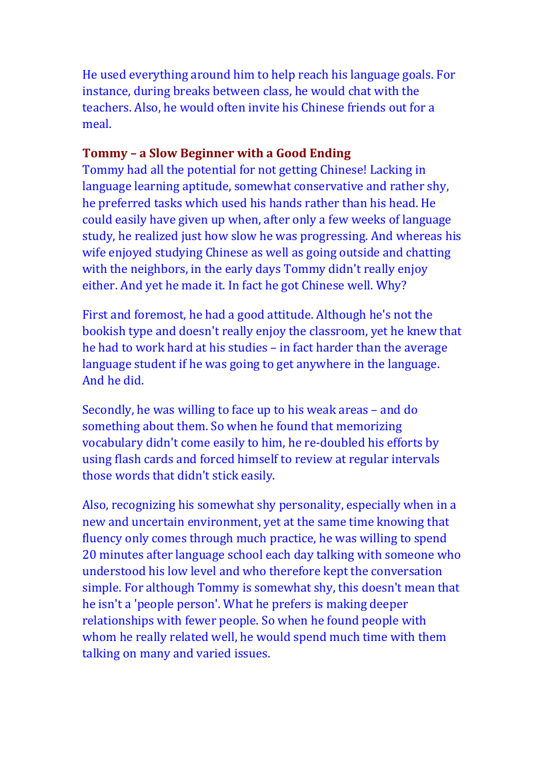He used everything around him to help reach his language goals. For instance, during breaks between class, he would chat with the teachers. Also, he would often invite his Chinese friends out for a meal.

### Tommy – a Slow Beginner with a Good Ending

Tommy had all the potential for not getting Chinese! Lacking in language learning aptitude, somewhat conservative and rather shy, he preferred tasks which used his hands rather than his head. He could easily have given up when, after only a few weeks of language study, he realized just how slow he was progressing. And whereas his wife enjoyed studying Chinese as well as going outside and chatting with the neighbors, in the early days Tommy didn't really enjoy either. And yet he made it. In fact he got Chinese well. Why?

First and foremost, he had a good attitude. Although he's not the bookish type and doesn't really enjoy the classroom, yet he knew that he had to work hard at his studies – in fact harder than the average language student if he was going to get anywhere in the language. And he did.

Secondly, he was willing to face up to his weak areas – and do something about them. So when he found that memorizing vocabulary didn't come easily to him, he re-doubled his efforts by using flash cards and forced himself to review at regular intervals those words that didn't stick easily.

Also, recognizing his somewhat shy personality, especially when in a new and uncertain environment, yet at the same time knowing that fluency only comes through much practice, he was willing to spend 20 minutes after language school each day talking with someone who understood his low level and who therefore kept the conversation simple. For although Tommy is somewhat shy, this doesn't mean that he isn't a 'people person'. What he prefers is making deeper relationships with fewer people. So when he found people with whom he really related well, he would spend much time with them talking on many and varied issues.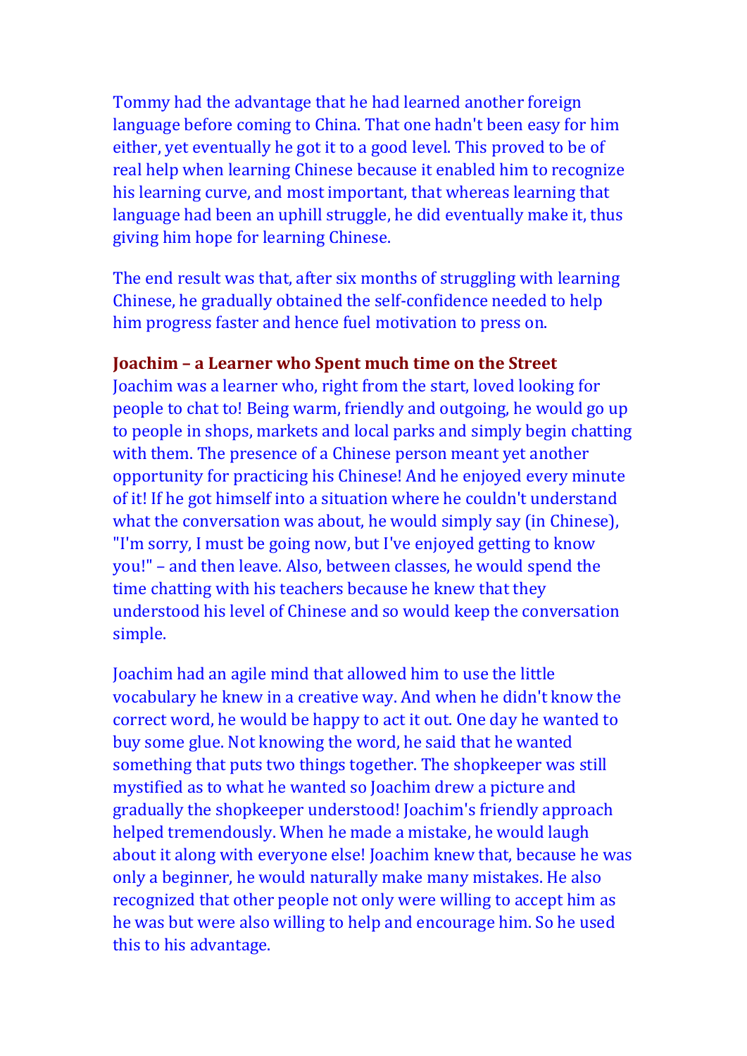Tommy had the advantage that he had learned another foreign language before coming to China. That one hadn't been easy for him either, yet eventually he got it to a good level. This proved to be of real help when learning Chinese because it enabled him to recognize his learning curve, and most important, that whereas learning that language had been an uphill struggle, he did eventually make it, thus giving him hope for learning Chinese.

The end result was that, after six months of struggling with learning Chinese, he gradually obtained the self-confidence needed to help him progress faster and hence fuel motivation to press on.

### Joachim – a Learner who Spent much time on the Street

Joachim was a learner who, right from the start, loved looking for people to chat to! Being warm, friendly and outgoing, he would go up to people in shops, markets and local parks and simply begin chatting with them. The presence of a Chinese person meant yet another opportunity for practicing his Chinese! And he enjoyed every minute of it! If he got himself into a situation where he couldn't understand what the conversation was about, he would simply say (in Chinese), "I'm sorry, I must be going now, but I've enjoyed getting to know you!" – and then leave. Also, between classes, he would spend the time chatting with his teachers because he knew that they understood his level of Chinese and so would keep the conversation simple.

Joachim had an agile mind that allowed him to use the little vocabulary he knew in a creative way. And when he didn't know the correct word, he would be happy to act it out. One day he wanted to buy some glue. Not knowing the word, he said that he wanted something that puts two things together. The shopkeeper was still mystified as to what he wanted so Joachim drew a picture and gradually the shopkeeper understood! Joachim's friendly approach helped tremendously. When he made a mistake, he would laugh about it along with everyone else! Joachim knew that, because he was only a beginner, he would naturally make many mistakes. He also recognized that other people not only were willing to accept him as he was but were also willing to help and encourage him. So he used this to his advantage.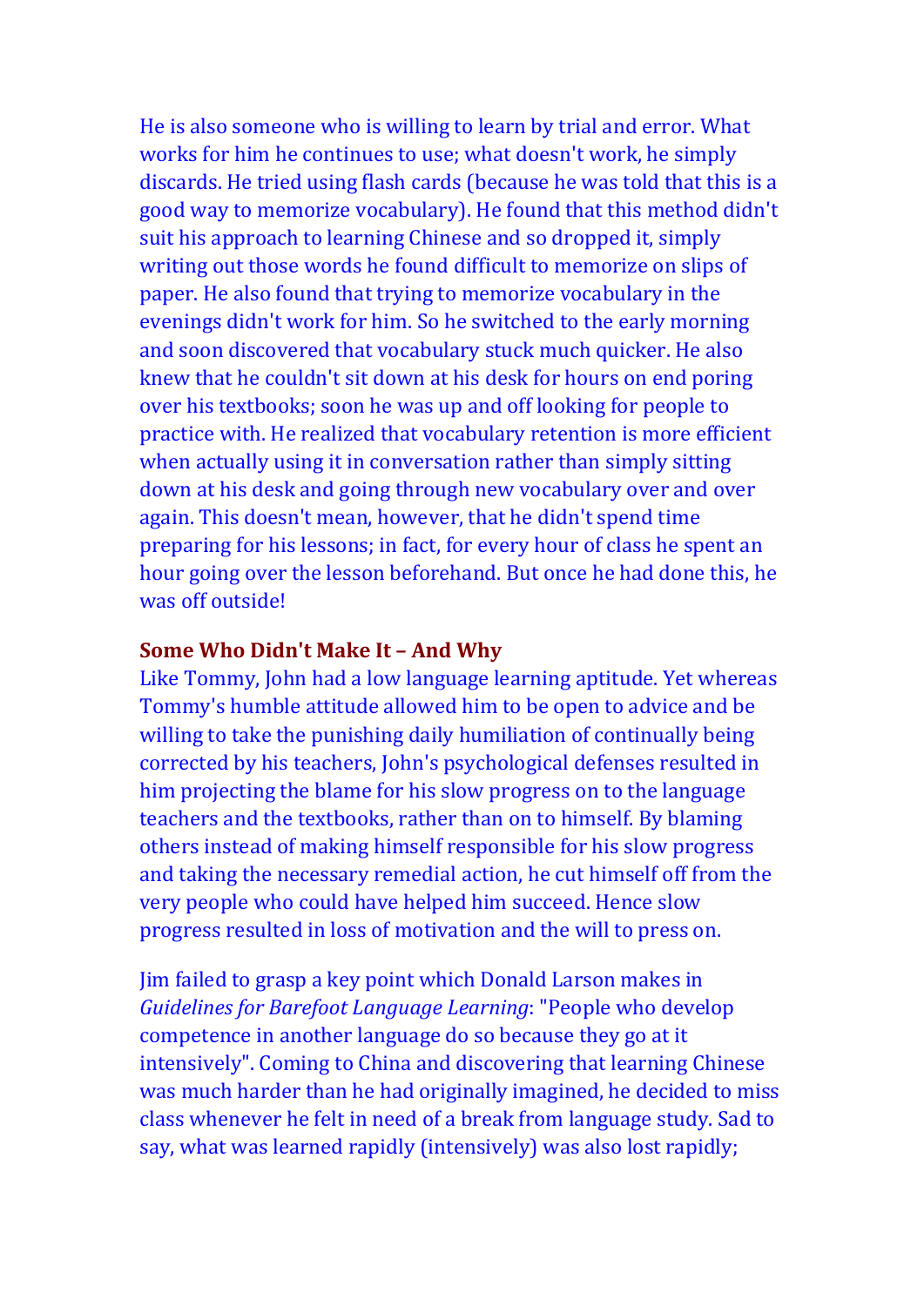He is also someone who is willing to learn by trial and error. What works for him he continues to use; what doesn't work, he simply discards. He tried using flash cards (because he was told that this is a good way to memorize vocabulary). He found that this method didn't suit his approach to learning Chinese and so dropped it, simply writing out those words he found difficult to memorize on slips of paper. He also found that trying to memorize vocabulary in the evenings didn't work for him. So he switched to the early morning and soon discovered that vocabulary stuck much quicker. He also knew that he couldn't sit down at his desk for hours on end poring over his textbooks; soon he was up and off looking for people to practice with. He realized that vocabulary retention is more efficient when actually using it in conversation rather than simply sitting down at his desk and going through new vocabulary over and over again. This doesn't mean, however, that he didn't spend time preparing for his lessons; in fact, for every hour of class he spent an hour going over the lesson beforehand. But once he had done this, he was off outside!

## Some Who Didn't Make It – And Why

Like Tommy, John had a low language learning aptitude. Yet whereas Tommy's humble attitude allowed him to be open to advice and be willing to take the punishing daily humiliation of continually being corrected by his teachers, John's psychological defenses resulted in him projecting the blame for his slow progress on to the language teachers and the textbooks, rather than on to himself. By blaming others instead of making himself responsible for his slow progress and taking the necessary remedial action, he cut himself off from the very people who could have helped him succeed. Hence slow progress resulted in loss of motivation and the will to press on.

Jim failed to grasp a key point which Donald Larson makes in *Guidelines for Barefoot Language Learning*: "People who develop competence in another language do so because they go at it intensively". Coming to China and discovering that learning Chinese was much harder than he had originally imagined, he decided to miss class whenever he felt in need of a break from language study. Sad to say, what was learned rapidly (intensively) was also lost rapidly;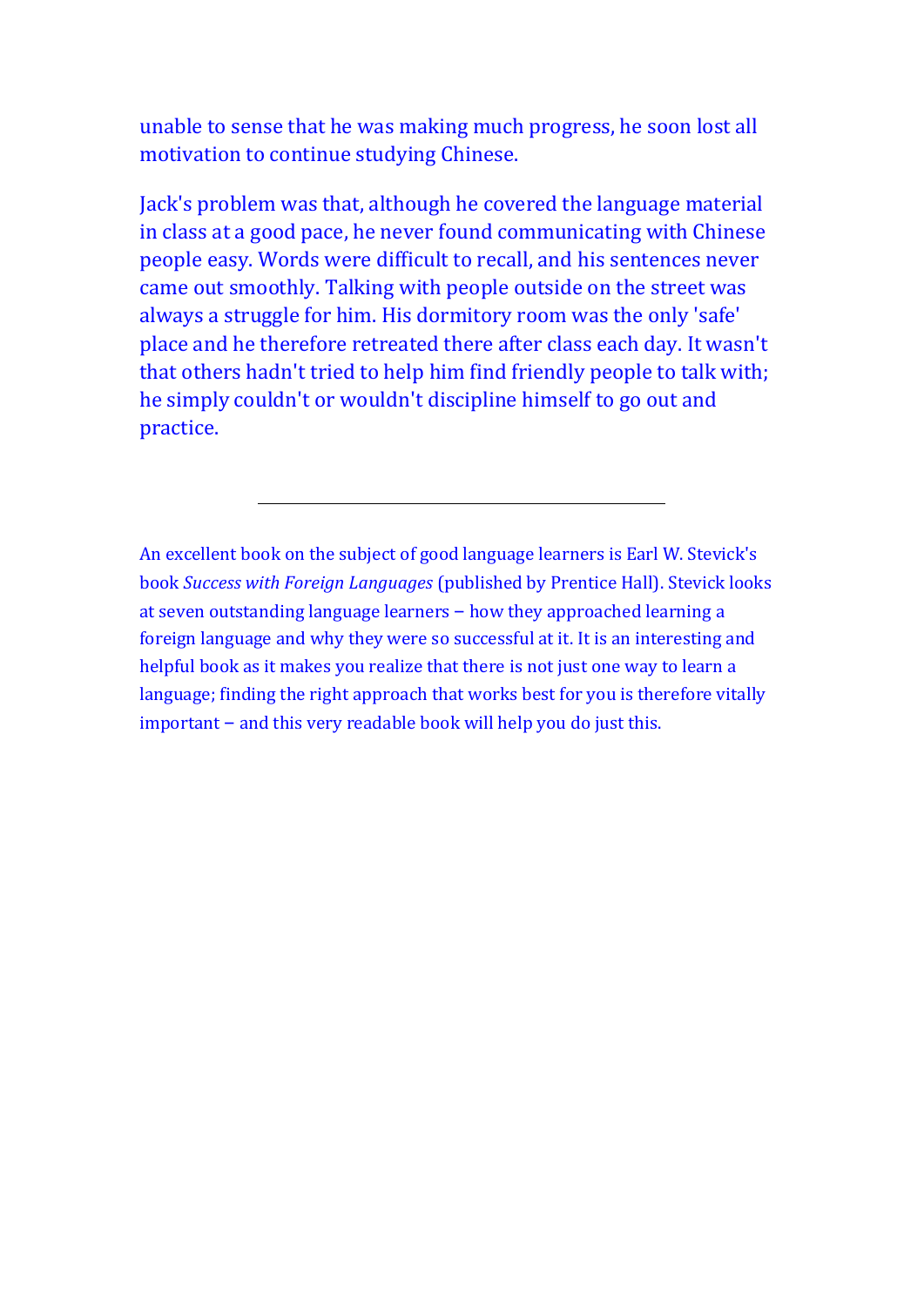unable to sense that he was making much progress, he soon lost all motivation to continue studying Chinese.

Jack's problem was that, although he covered the language material in class at a good pace, he never found communicating with Chinese people easy. Words were difficult to recall, and his sentences never came out smoothly. Talking with people outside on the street was always a struggle for him. His dormitory room was the only 'safe' place and he therefore retreated there after class each day. It wasn't that others hadn't tried to help him find friendly people to talk with; he simply couldn't or wouldn't discipline himself to go out and practice.

---

An excellent book on the subject of good language learners is Earl W. Stevick's book *Success with Foreign Languages* (published by Prentice Hall). Stevick looks at seven outstanding language learners – how they approached learning a foreign language and why they were so successful at it. It is an interesting and helpful book as it makes you realize that there is not just one way to learn a language; finding the right approach that works best for you is therefore vitally important – and this very readable book will help you do just this.